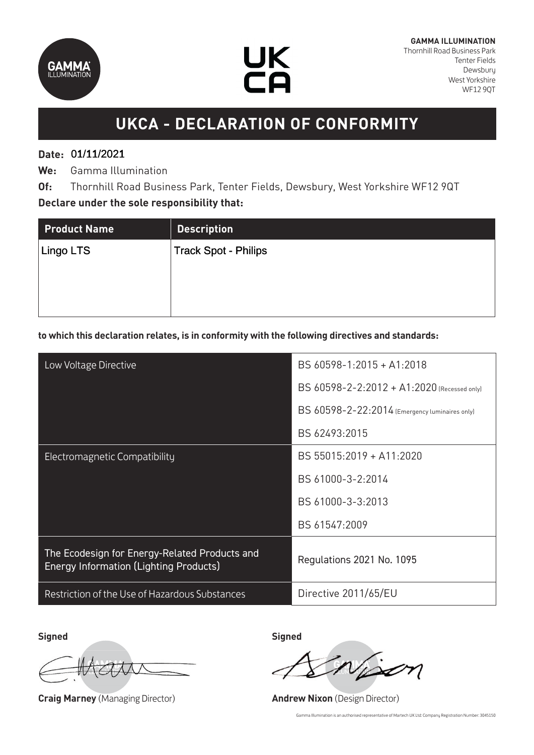**GAMMA ILLUMINATION**
Thornhill Road Business Park
Tenter Fields
Dewsbury
West Yorkshire
WF12 9QT

# UKCA - DECLARATION OF CONFORMITY

**Date:** 01/11/2021

**We:** Gamma Illumination

**Of:** Thornhill Road Business Park, Tenter Fields, Dewsbury, West Yorkshire WF12 9QT

**Declare under the sole responsibility that:**

| Product Name | Description |
|---|---|
| Lingo LTS | Track Spot - Philips |

**to which this declaration relates, is in conformity with the following directives and standards:**

| | |
|---|---|
| Low Voltage Directive | BS 60598-1:2015 + A1:2018 |
| | BS 60598-2-2:2012 + A1:2020 (Recessed only) |
| | BS 60598-2-22:2014 (Emergency luminaires only) |
| | BS 62493:2015 |
| Electromagnetic Compatibility | BS 55015:2019 + A11:2020 |
| | BS 61000-3-2:2014 |
| | BS 61000-3-3:2013 |
| | BS 61547:2009 |
| The Ecodesign for Energy-Related Products and Energy Information (Lighting Products) | Regulations 2021 No. 1095 |
| Restriction of the Use of Hazardous Substances | Directive 2011/65/EU |

**Signed**

**Craig Marney** (Managing Director)

**Signed**

**Andrew Nixon** (Design Director)

Gamma Illumination is an authorised representative of Martech UK Ltd: Company Registration Number: 3045150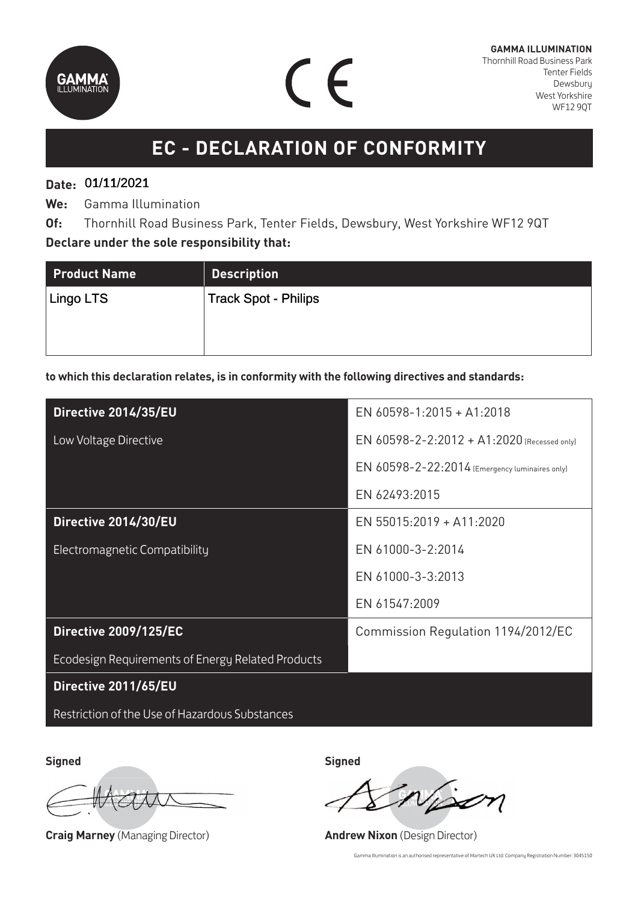**GAMMA ILLUMINATION**
Thornhill Road Business Park
Tenter Fields
Dewsbury
West Yorkshire
WF12 9QT

# EC - DECLARATION OF CONFORMITY

**Date:** 01/11/2021

**We:** Gamma Illumination

**Of:** Thornhill Road Business Park, Tenter Fields, Dewsbury, West Yorkshire WF12 9QT

**Declare under the sole responsibility that:**

| Product Name | Description |
|---|---|
| Lingo LTS | Track Spot - Philips |

**to which this declaration relates, is in conformity with the following directives and standards:**

| | |
|---|---|
| **Directive 2014/35/EU** | EN 60598-1:2015 + A1:2018 |
| Low Voltage Directive | EN 60598-2-2:2012 + A1:2020 (Recessed only) |
| | EN 60598-2-22:2014 (Emergency luminaires only) |
| | EN 62493:2015 |
| **Directive 2014/30/EU** | EN 55015:2019 + A11:2020 |
| Electromagnetic Compatibility | EN 61000-3-2:2014 |
| | EN 61000-3-3:2013 |
| | EN 61547:2009 |
| **Directive 2009/125/EC** | Commission Regulation 1194/2012/EC |
| Ecodesign Requirements of Energy Related Products | |
| **Directive 2011/65/EU** | |
| Restriction of the Use of Hazardous Substances | |

**Signed**

**Craig Marney** (Managing Director)

**Signed**

**Andrew Nixon** (Design Director)

Gamma Illumination is an authorised representative of Martech UK Ltd: Company Registration Number: 3045150